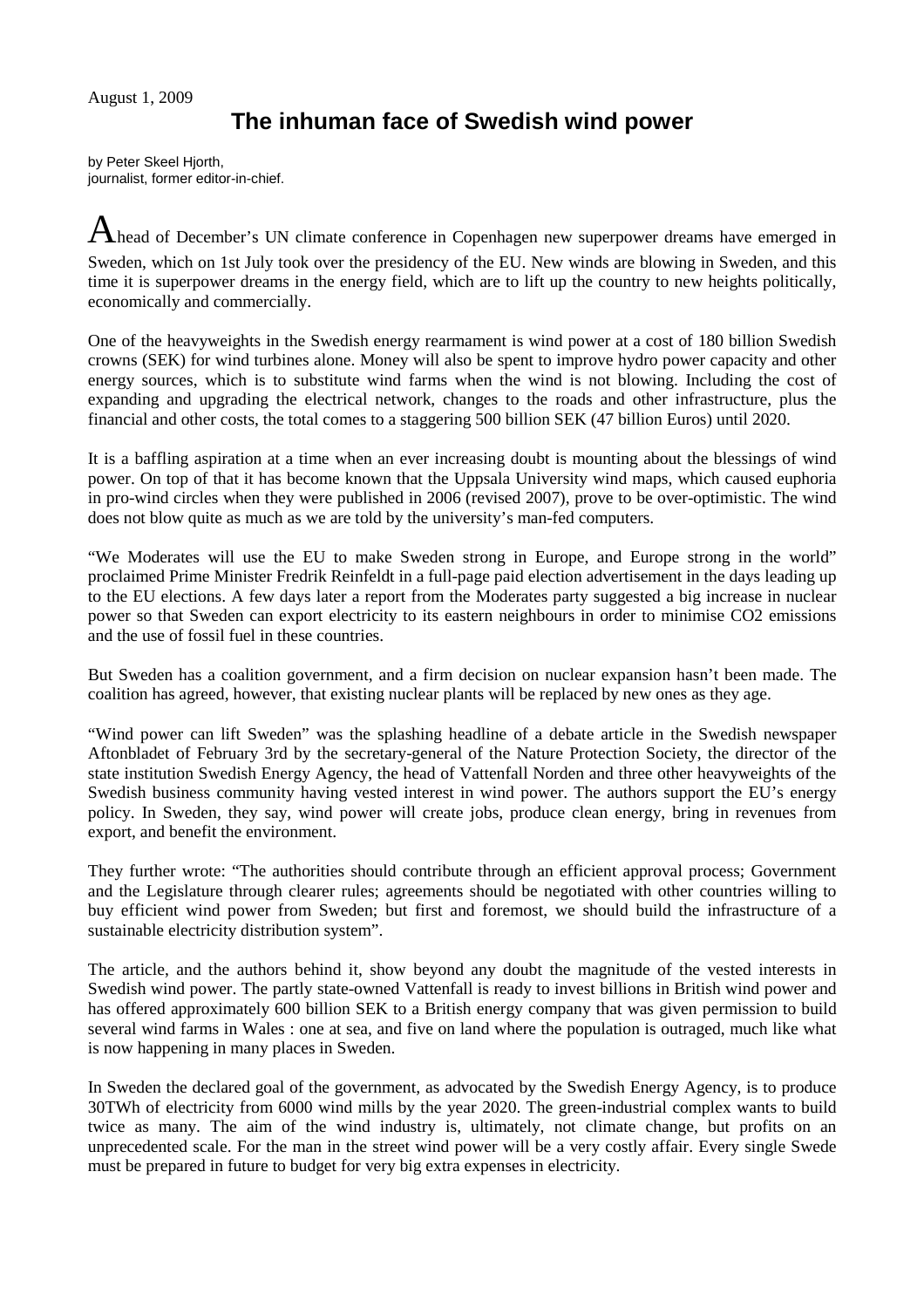August 1, 2009

# The inhuman face of Swedish wind power

by Peter Skeel Hjorth,
journalist, former editor-in-chief.

Ahead of December's UN climate conference in Copenhagen new superpower dreams have emerged in Sweden, which on 1st July took over the presidency of the EU. New winds are blowing in Sweden, and this time it is superpower dreams in the energy field, which are to lift up the country to new heights politically, economically and commercially.

One of the heavyweights in the Swedish energy rearmament is wind power at a cost of 180 billion Swedish crowns (SEK) for wind turbines alone. Money will also be spent to improve hydro power capacity and other energy sources, which is to substitute wind farms when the wind is not blowing. Including the cost of expanding and upgrading the electrical network, changes to the roads and other infrastructure, plus the financial and other costs, the total comes to a staggering 500 billion SEK (47 billion Euros) until 2020.

It is a baffling aspiration at a time when an ever increasing doubt is mounting about the blessings of wind power. On top of that it has become known that the Uppsala University wind maps, which caused euphoria in pro-wind circles when they were published in 2006 (revised 2007), prove to be over-optimistic. The wind does not blow quite as much as we are told by the university's man-fed computers.

"We Moderates will use the EU to make Sweden strong in Europe, and Europe strong in the world" proclaimed Prime Minister Fredrik Reinfeldt in a full-page paid election advertisement in the days leading up to the EU elections. A few days later a report from the Moderates party suggested a big increase in nuclear power so that Sweden can export electricity to its eastern neighbours in order to minimise $CO_2$ emissions and the use of fossil fuel in these countries.

But Sweden has a coalition government, and a firm decision on nuclear expansion hasn't been made. The coalition has agreed, however, that existing nuclear plants will be replaced by new ones as they age.

"Wind power can lift Sweden" was the splashing headline of a debate article in the Swedish newspaper Aftonbladet of February 3rd by the secretary-general of the Nature Protection Society, the director of the state institution Swedish Energy Agency, the head of Vattenfall Norden and three other heavyweights of the Swedish business community having vested interest in wind power. The authors support the EU's energy policy. In Sweden, they say, wind power will create jobs, produce clean energy, bring in revenues from export, and benefit the environment.

They further wrote: "The authorities should contribute through an efficient approval process; Government and the Legislature through clearer rules; agreements should be negotiated with other countries willing to buy efficient wind power from Sweden; but first and foremost, we should build the infrastructure of a sustainable electricity distribution system".

The article, and the authors behind it, show beyond any doubt the magnitude of the vested interests in Swedish wind power. The partly state-owned Vattenfall is ready to invest billions in British wind power and has offered approximately 600 billion SEK to a British energy company that was given permission to build several wind farms in Wales : one at sea, and five on land where the population is outraged, much like what is now happening in many places in Sweden.

In Sweden the declared goal of the government, as advocated by the Swedish Energy Agency, is to produce 30TWh of electricity from 6000 wind mills by the year 2020. The green-industrial complex wants to build twice as many. The aim of the wind industry is, ultimately, not climate change, but profits on an unprecedented scale. For the man in the street wind power will be a very costly affair. Every single Swede must be prepared in future to budget for very big extra expenses in electricity.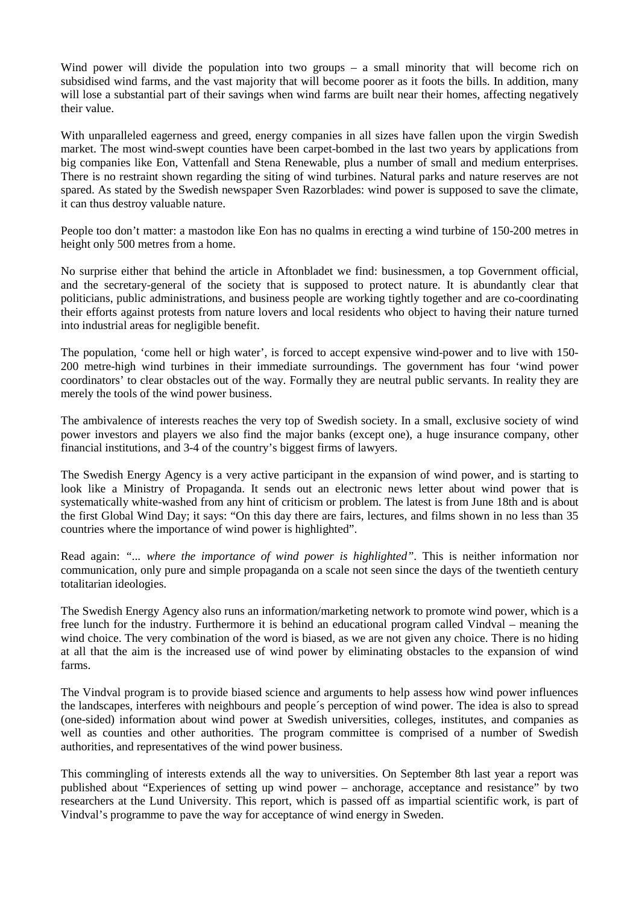Wind power will divide the population into two groups – a small minority that will become rich on subsidised wind farms, and the vast majority that will become poorer as it foots the bills. In addition, many will lose a substantial part of their savings when wind farms are built near their homes, affecting negatively their value.

With unparalleled eagerness and greed, energy companies in all sizes have fallen upon the virgin Swedish market. The most wind-swept counties have been carpet-bombed in the last two years by applications from big companies like Eon, Vattenfall and Stena Renewable, plus a number of small and medium enterprises. There is no restraint shown regarding the siting of wind turbines. Natural parks and nature reserves are not spared. As stated by the Swedish newspaper Sven Razorblades: wind power is supposed to save the climate, it can thus destroy valuable nature.

People too don't matter: a mastodon like Eon has no qualms in erecting a wind turbine of 150-200 metres in height only 500 metres from a home.

No surprise either that behind the article in Aftonbladet we find: businessmen, a top Government official, and the secretary-general of the society that is supposed to protect nature. It is abundantly clear that politicians, public administrations, and business people are working tightly together and are co-coordinating their efforts against protests from nature lovers and local residents who object to having their nature turned into industrial areas for negligible benefit.

The population, 'come hell or high water', is forced to accept expensive wind-power and to live with 150-200 metre-high wind turbines in their immediate surroundings. The government has four 'wind power coordinators' to clear obstacles out of the way. Formally they are neutral public servants. In reality they are merely the tools of the wind power business.

The ambivalence of interests reaches the very top of Swedish society. In a small, exclusive society of wind power investors and players we also find the major banks (except one), a huge insurance company, other financial institutions, and 3-4 of the country's biggest firms of lawyers.

The Swedish Energy Agency is a very active participant in the expansion of wind power, and is starting to look like a Ministry of Propaganda. It sends out an electronic news letter about wind power that is systematically white-washed from any hint of criticism or problem. The latest is from June 18th and is about the first Global Wind Day; it says: "On this day there are fairs, lectures, and films shown in no less than 35 countries where the importance of wind power is highlighted".

Read again: *"... where the importance of wind power is highlighted"*. This is neither information nor communication, only pure and simple propaganda on a scale not seen since the days of the twentieth century totalitarian ideologies.

The Swedish Energy Agency also runs an information/marketing network to promote wind power, which is a free lunch for the industry. Furthermore it is behind an educational program called Vindval – meaning the wind choice. The very combination of the word is biased, as we are not given any choice. There is no hiding at all that the aim is the increased use of wind power by eliminating obstacles to the expansion of wind farms.

The Vindval program is to provide biased science and arguments to help assess how wind power influences the landscapes, interferes with neighbours and people´s perception of wind power. The idea is also to spread (one-sided) information about wind power at Swedish universities, colleges, institutes, and companies as well as counties and other authorities. The program committee is comprised of a number of Swedish authorities, and representatives of the wind power business.

This commingling of interests extends all the way to universities. On September 8th last year a report was published about "Experiences of setting up wind power – anchorage, acceptance and resistance" by two researchers at the Lund University. This report, which is passed off as impartial scientific work, is part of Vindval's programme to pave the way for acceptance of wind energy in Sweden.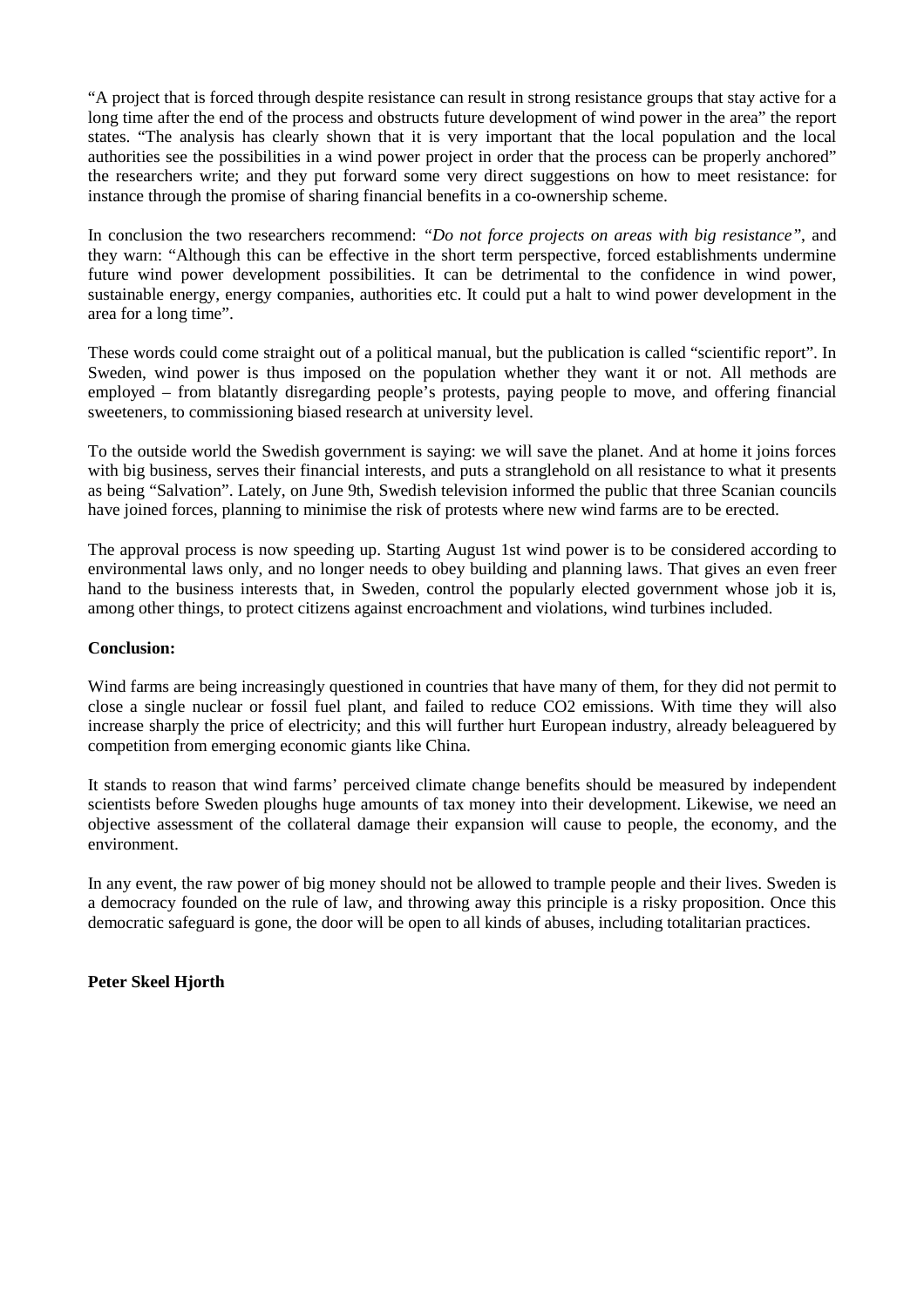"A project that is forced through despite resistance can result in strong resistance groups that stay active for a long time after the end of the process and obstructs future development of wind power in the area" the report states. "The analysis has clearly shown that it is very important that the local population and the local authorities see the possibilities in a wind power project in order that the process can be properly anchored" the researchers write; and they put forward some very direct suggestions on how to meet resistance: for instance through the promise of sharing financial benefits in a co-ownership scheme.

In conclusion the two researchers recommend: *"Do not force projects on areas with big resistance"*, and they warn: "Although this can be effective in the short term perspective, forced establishments undermine future wind power development possibilities. It can be detrimental to the confidence in wind power, sustainable energy, energy companies, authorities etc. It could put a halt to wind power development in the area for a long time".

These words could come straight out of a political manual, but the publication is called "scientific report". In Sweden, wind power is thus imposed on the population whether they want it or not. All methods are employed – from blatantly disregarding people's protests, paying people to move, and offering financial sweeteners, to commissioning biased research at university level.

To the outside world the Swedish government is saying: we will save the planet. And at home it joins forces with big business, serves their financial interests, and puts a stranglehold on all resistance to what it presents as being "Salvation". Lately, on June 9th, Swedish television informed the public that three Scanian councils have joined forces, planning to minimise the risk of protests where new wind farms are to be erected.

The approval process is now speeding up. Starting August 1st wind power is to be considered according to environmental laws only, and no longer needs to obey building and planning laws. That gives an even freer hand to the business interests that, in Sweden, control the popularly elected government whose job it is, among other things, to protect citizens against encroachment and violations, wind turbines included.

**Conclusion:**

Wind farms are being increasingly questioned in countries that have many of them, for they did not permit to close a single nuclear or fossil fuel plant, and failed to reduce $CO_2$ emissions. With time they will also increase sharply the price of electricity; and this will further hurt European industry, already beleaguered by competition from emerging economic giants like China.

It stands to reason that wind farms' perceived climate change benefits should be measured by independent scientists before Sweden ploughs huge amounts of tax money into their development. Likewise, we need an objective assessment of the collateral damage their expansion will cause to people, the economy, and the environment.

In any event, the raw power of big money should not be allowed to trample people and their lives. Sweden is a democracy founded on the rule of law, and throwing away this principle is a risky proposition. Once this democratic safeguard is gone, the door will be open to all kinds of abuses, including totalitarian practices.

**Peter Skeel Hjorth**